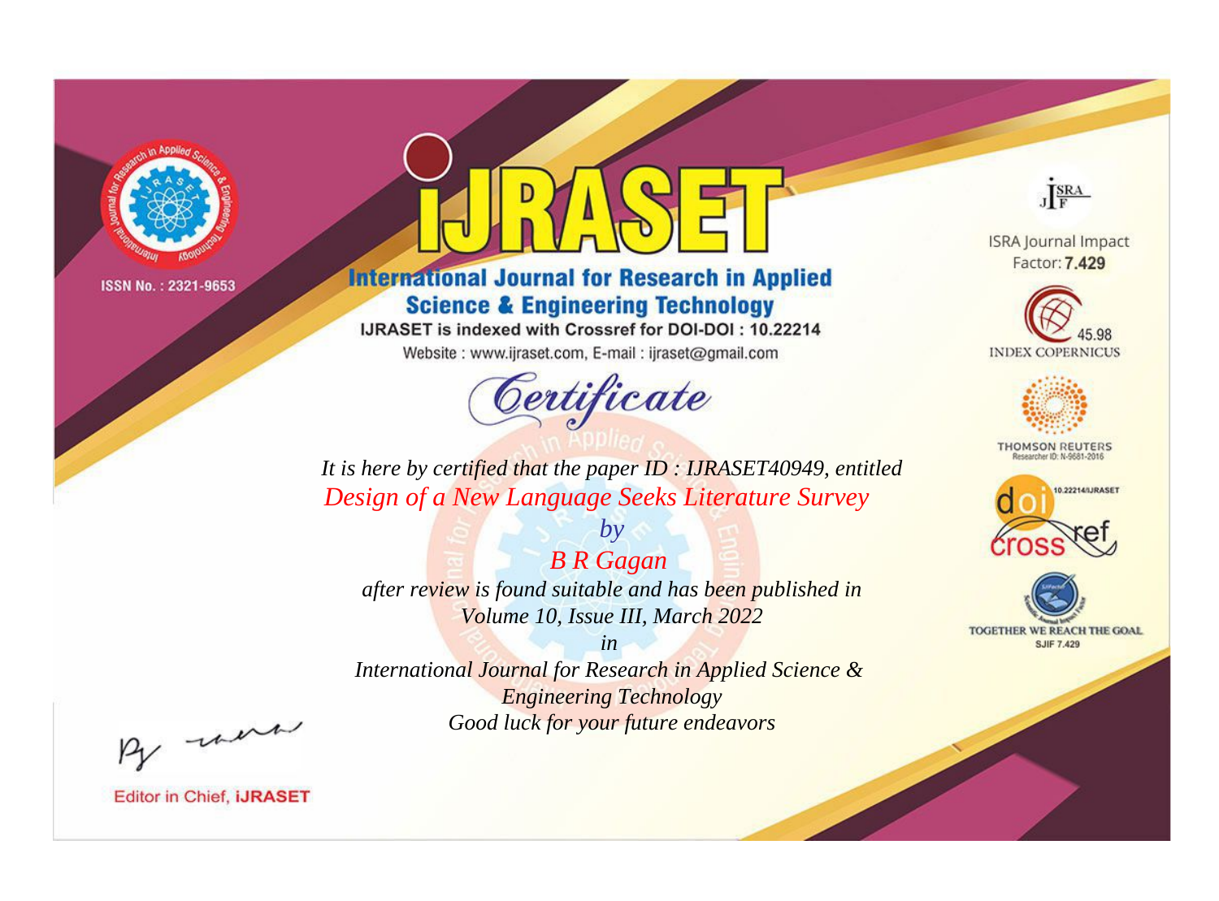ISSN No. : 2321-9653

# IJRASET

## International Journal for Research in Applied Science & Engineering Technology

IJRASET is indexed with Crossref for DOI-DOI : 10.22214

Website : www.ijraset.com, E-mail : ijraset@gmail.com

*Certificate*

*It is here by certified that the paper ID : IJRASET40949, entitled*

*Design of a New Language Seeks Literature Survey*

*by*

*B R Gagan*

*after review is found suitable and has been published in*

*Volume 10, Issue III, March 2022*

*in*

*International Journal for Research in Applied Science & Engineering Technology*

*Good luck for your future endeavors*

ISRA Journal Impact Factor: **7.429**

45.98 INDEX COPERNICUS

THOMSON REUTERS Researcher ID: N-9681-2016

10.22214/IJRASET

TOGETHER WE REACH THE GOAL SJIF 7.429

Editor in Chief, **iJRASET**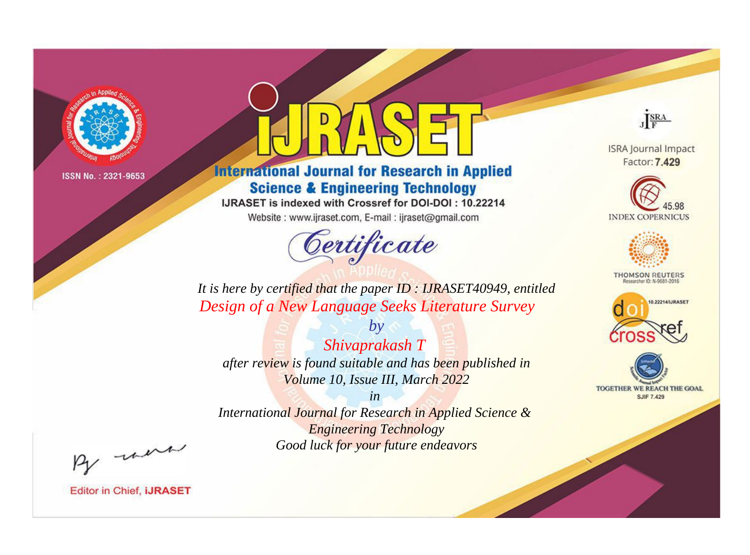ISSN No. : 2321-9653

# iJRASET

## International Journal for Research in Applied Science & Engineering Technology

IJRASET is indexed with Crossref for DOI-DOI : 10.22214

Website : www.ijraset.com, E-mail : ijraset@gmail.com

ISRA Journal Impact Factor: **7.429**

45.98 INDEX COPERNICUS

THOMSON REUTERS Researcher ID: N-9681-2016

10.22214/IJRASET

TOGETHER WE REACH THE GOAL SJIF 7.429

# *Certificate*

*It is here by certified that the paper ID : IJRASET40949, entitled*

*Design of a New Language Seeks Literature Survey*

*by*

*Shivaprakash T*

*after review is found suitable and has been published in*

*Volume 10, Issue III, March 2022*

*in*

*International Journal for Research in Applied Science & Engineering Technology*

*Good luck for your future endeavors*

Editor in Chief, **iJRASET**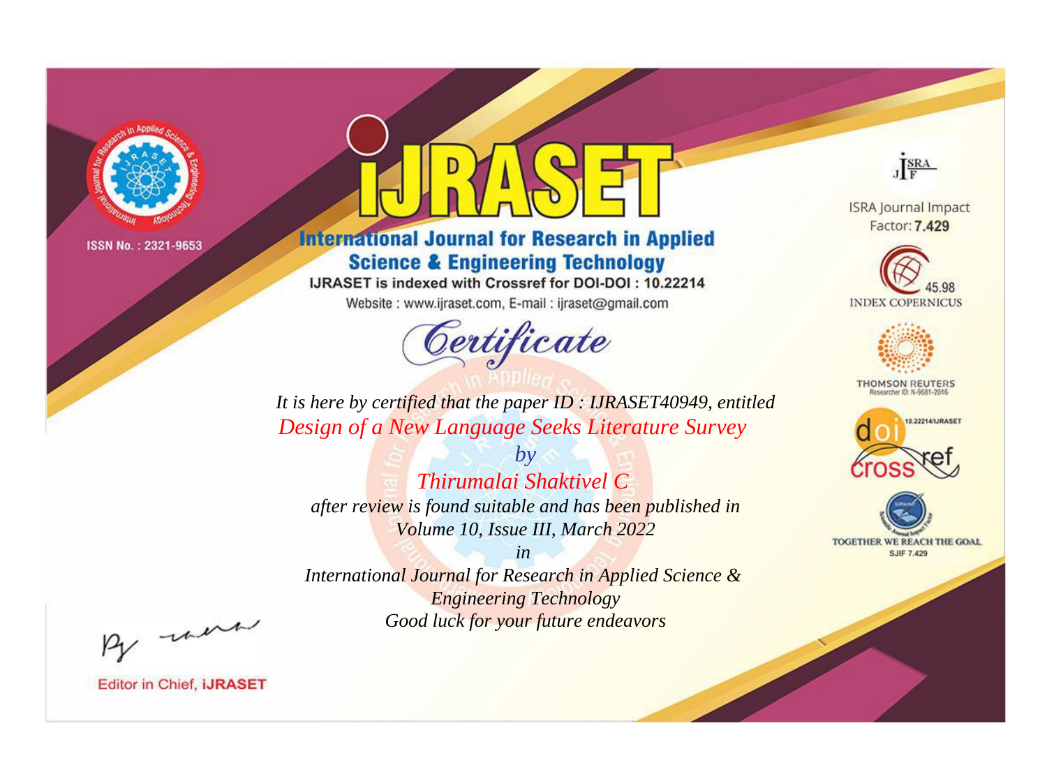ISSN No. : 2321-9653

# iJRASET

## International Journal for Research in Applied Science & Engineering Technology

IJRASET is indexed with Crossref for DOI-DOI : 10.22214

Website : www.ijraset.com, E-mail : ijraset@gmail.com

# Certificate

*It is here by certified that the paper ID : IJRASET40949, entitled*

*Design of a New Language Seeks Literature Survey*

*by*

*Thirumalai Shaktivel C*

*after review is found suitable and has been published in*

*Volume 10, Issue III, March 2022*

*in*

*International Journal for Research in Applied Science & Engineering Technology*

*Good luck for your future endeavors*

ISRA Journal Impact Factor: **7.429**

45.98 INDEX COPERNICUS

THOMSON REUTERS Researcher ID: N-9681-2016

10.22214/IJRASET

TOGETHER WE REACH THE GOAL SJIF 7.429

Editor in Chief, **iJRASET**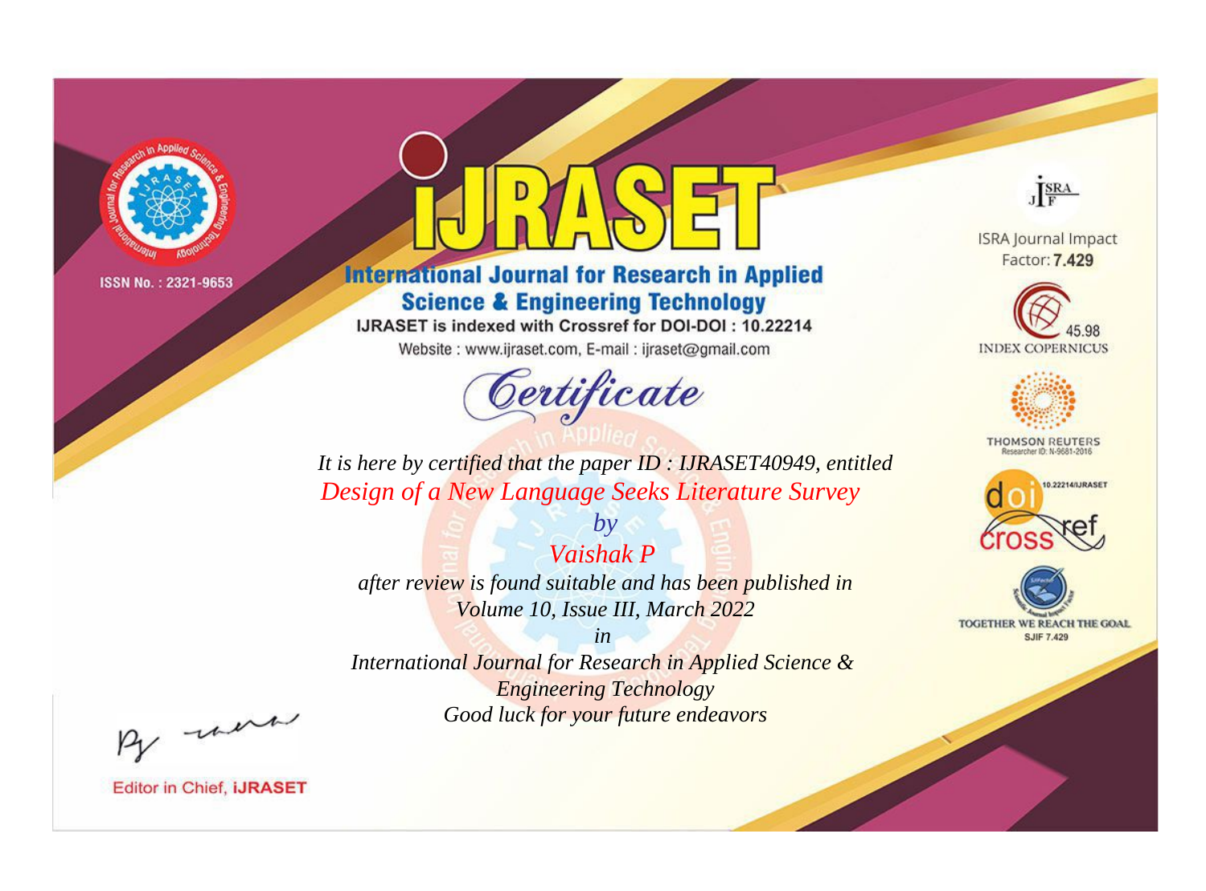ISSN No. : 2321-9653

# IJRASET

## International Journal for Research in Applied Science & Engineering Technology

IJRASET is indexed with Crossref for DOI-DOI : 10.22214

Website : www.ijraset.com, E-mail : ijraset@gmail.com

ISRA Journal Impact Factor: **7.429**

45.98 INDEX COPERNICUS

THOMSON REUTERS Researcher ID: N-9681-2016

10.22214/IJRASET

TOGETHER WE REACH THE GOAL SJIF 7.429

*Certificate*

*It is here by certified that the paper ID : IJRASET40949, entitled*

*Design of a New Language Seeks Literature Survey*

*by*

*Vaishak P*

*after review is found suitable and has been published in*

*Volume 10, Issue III, March 2022*

*in*

*International Journal for Research in Applied Science & Engineering Technology*

*Good luck for your future endeavors*

Editor in Chief, **iJRASET**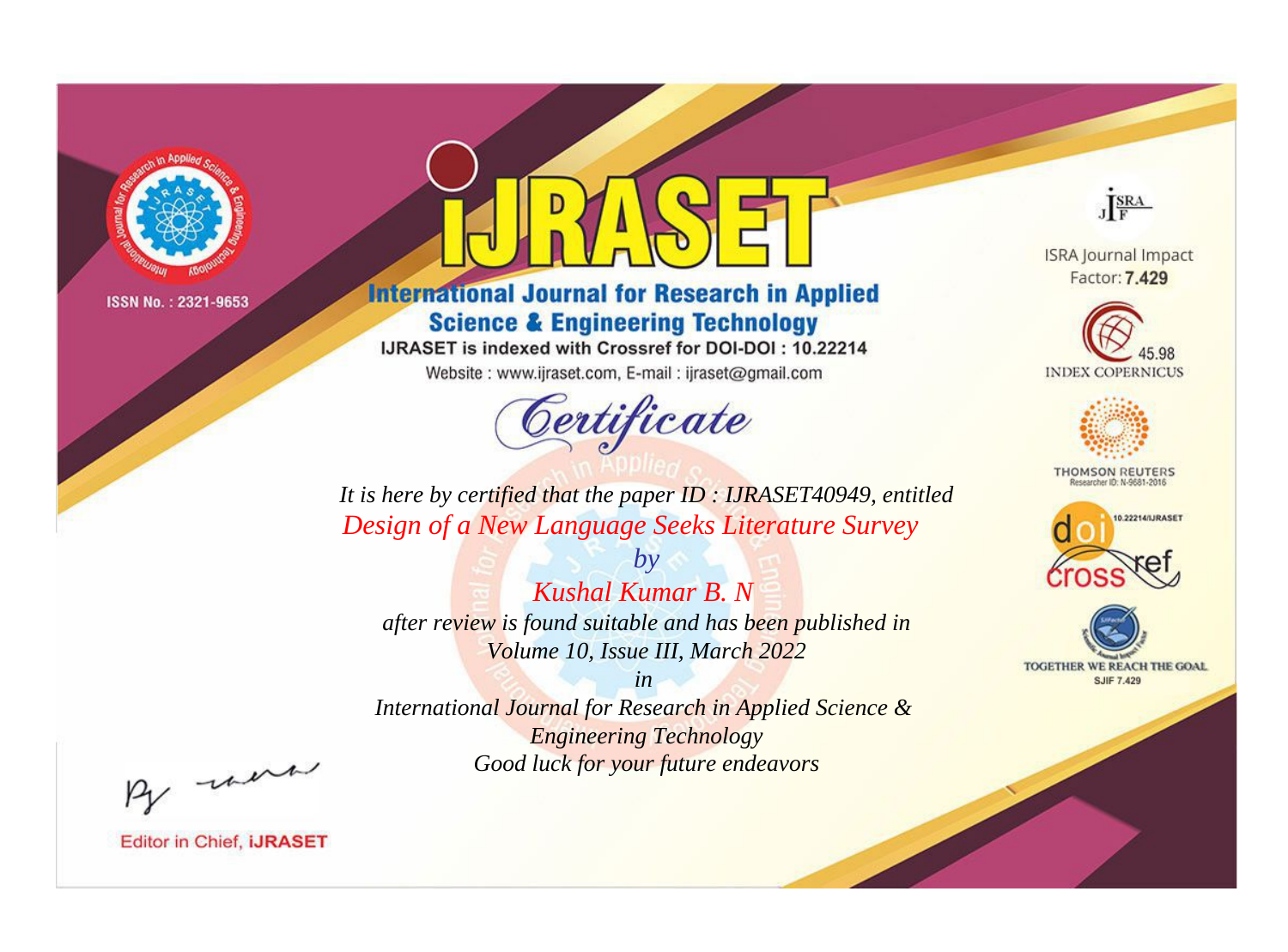ISSN No. : 2321-9653

# iJRASET

## International Journal for Research in Applied Science & Engineering Technology

IJRASET is indexed with Crossref for DOI-DOI : 10.22214

Website : www.ijraset.com, E-mail : ijraset@gmail.com

*Certificate*

*It is here by certified that the paper ID : IJRASET40949, entitled*

*Design of a New Language Seeks Literature Survey*

*by*

*Kushal Kumar B. N*

*after review is found suitable and has been published in*

*Volume 10, Issue III, March 2022*

*in*

*International Journal for Research in Applied Science & Engineering Technology*

*Good luck for your future endeavors*

ISRA Journal Impact Factor: **7.429**

45.98 INDEX COPERNICUS

THOMSON REUTERS Researcher ID: N-9681-2016

10.22214/IJRASET

TOGETHER WE REACH THE GOAL SJIF 7.429

Editor in Chief, **iJRASET**